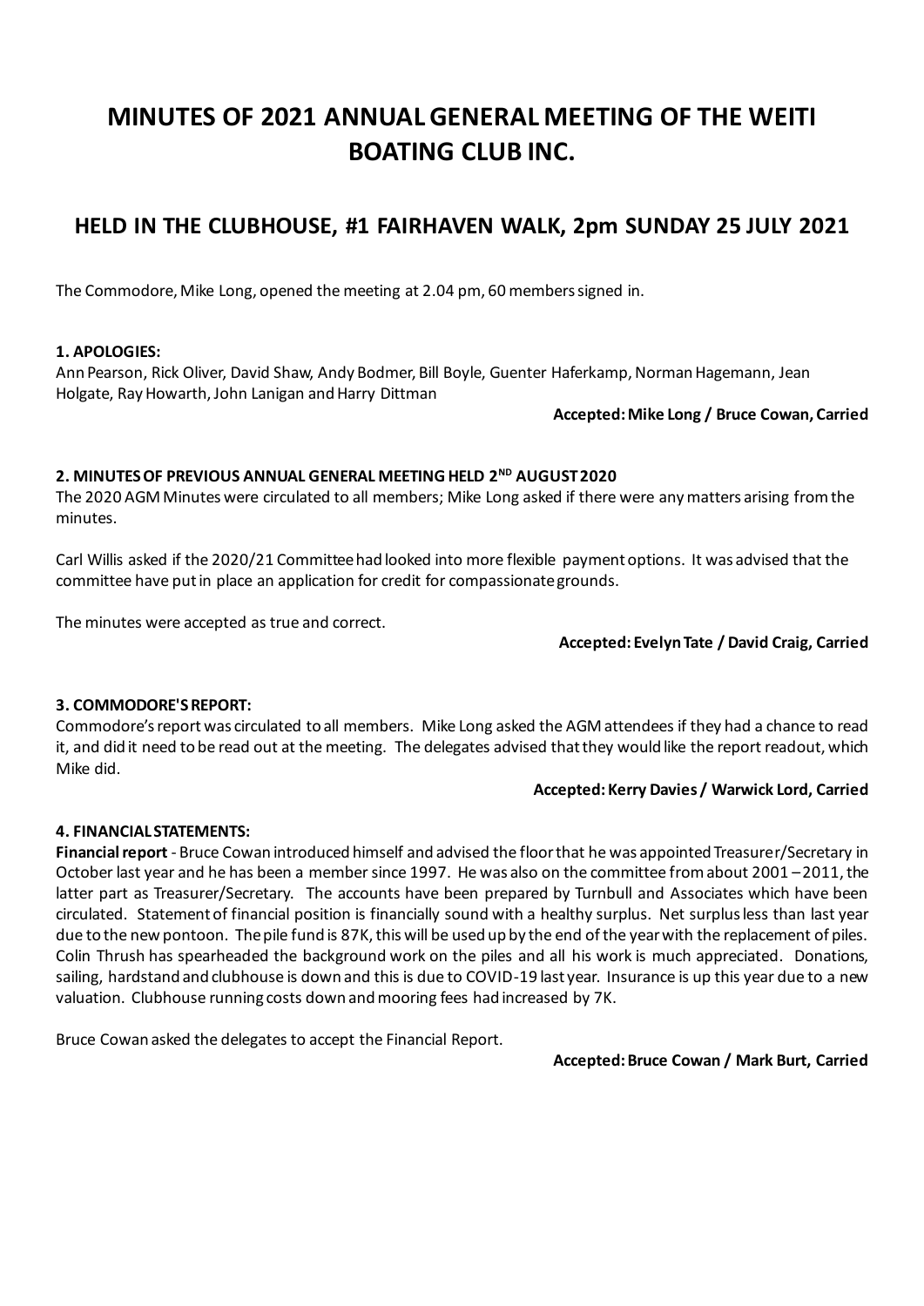# MINUTES OF 2021 ANNUAL GENERAL MEETING OF THE WEITI BOATING CLUB INC.

## HELD IN THE CLUBHOUSE, #1 FAIRHAVEN WALK, 2pm SUNDAY 25 JULY 2021

The Commodore, Mike Long, opened the meeting at 2.04 pm, 60 members signed in.

**1. APOLOGIES:**

Ann Pearson, Rick Oliver, David Shaw, Andy Bodmer, Bill Boyle, Guenter Haferkamp, Norman Hagemann, Jean Holgate, Ray Howarth, John Lanigan and Harry Dittman

**Accepted: Mike Long / Bruce Cowan, Carried**

**2. MINUTES OF PREVIOUS ANNUAL GENERAL MEETING HELD 2ND AUGUST 2020**

The 2020 AGM Minutes were circulated to all members; Mike Long asked if there were any matters arising from the minutes.

Carl Willis asked if the 2020/21 Committee had looked into more flexible payment options. It was advised that the committee have put in place an application for credit for compassionate grounds.

The minutes were accepted as true and correct.

**Accepted: Evelyn Tate / David Craig, Carried**

**3. COMMODORE'S REPORT:**

Commodore's report was circulated to all members. Mike Long asked the AGM attendees if they had a chance to read it, and did it need to be read out at the meeting. The delegates advised that they would like the report readout, which Mike did.

**Accepted: Kerry Davies / Warwick Lord, Carried**

**4. FINANCIAL STATEMENTS:**

**Financial report** - Bruce Cowan introduced himself and advised the floor that he was appointed Treasurer/Secretary in October last year and he has been a member since 1997. He was also on the committee from about 2001 – 2011, the latter part as Treasurer/Secretary. The accounts have been prepared by Turnbull and Associates which have been circulated. Statement of financial position is financially sound with a healthy surplus. Net surplus less than last year due to the new pontoon. The pile fund is 87K, this will be used up by the end of the year with the replacement of piles. Colin Thrush has spearheaded the background work on the piles and all his work is much appreciated. Donations, sailing, hardstand and clubhouse is down and this is due to COVID-19 last year. Insurance is up this year due to a new valuation. Clubhouse running costs down and mooring fees had increased by 7K.

Bruce Cowan asked the delegates to accept the Financial Report.

**Accepted: Bruce Cowan / Mark Burt, Carried**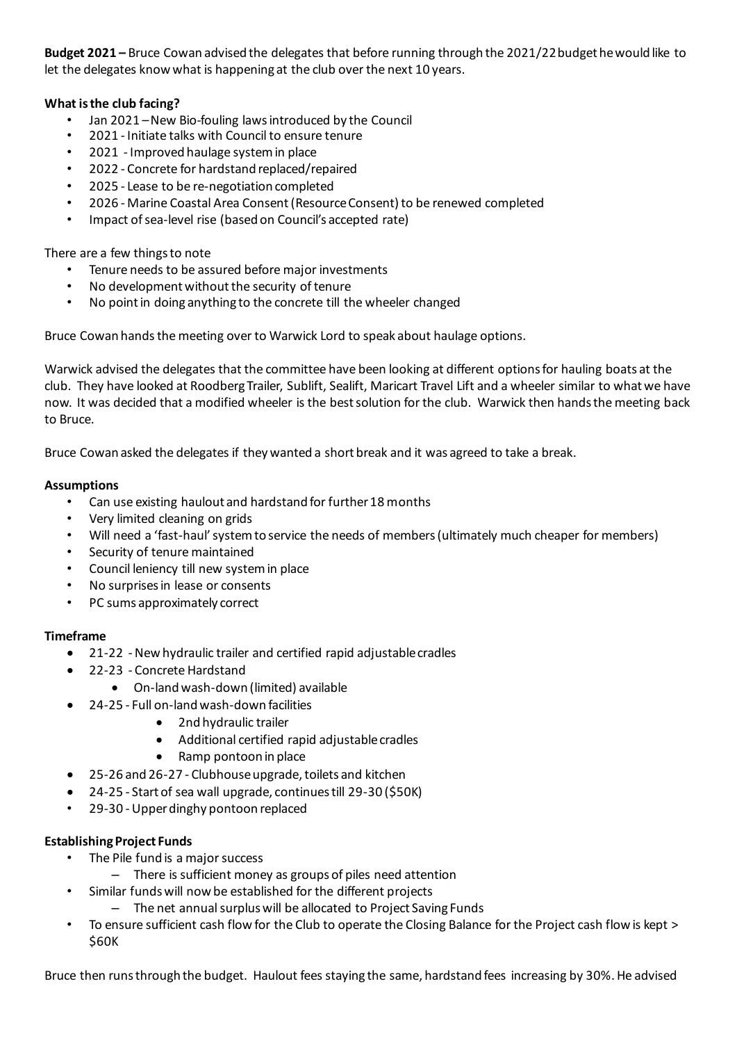**Budget 2021 –** Bruce Cowan advised the delegates that before running through the 2021/22 budget he would like to let the delegates know what is happening at the club over the next 10 years.

**What is the club facing?**

- Jan 2021 – New Bio-fouling laws introduced by the Council
- 2021 - Initiate talks with Council to ensure tenure
- 2021 - Improved haulage system in place
- 2022 - Concrete for hardstand replaced/repaired
- 2025 - Lease to be re-negotiation completed
- 2026 - Marine Coastal Area Consent (Resource Consent) to be renewed completed
- Impact of sea-level rise (based on Council's accepted rate)

There are a few things to note

- Tenure needs to be assured before major investments
- No development without the security of tenure
- No point in doing anything to the concrete till the wheeler changed

Bruce Cowan hands the meeting over to Warwick Lord to speak about haulage options.

Warwick advised the delegates that the committee have been looking at different options for hauling boats at the club. They have looked at Roodberg Trailer, Sublift, Sealift, Maricart Travel Lift and a wheeler similar to what we have now. It was decided that a modified wheeler is the best solution for the club. Warwick then hands the meeting back to Bruce.

Bruce Cowan asked the delegates if they wanted a short break and it was agreed to take a break.

**Assumptions**

- Can use existing haulout and hardstand for further 18 months
- Very limited cleaning on grids
- Will need a 'fast-haul' system to service the needs of members (ultimately much cheaper for members)
- Security of tenure maintained
- Council leniency till new system in place
- No surprises in lease or consents
- PC sums approximately correct

**Timeframe**

- 21-22 - New hydraulic trailer and certified rapid adjustable cradles
- 22-23 - Concrete Hardstand
  - On-land wash-down (limited) available
- 24-25 - Full on-land wash-down facilities
  - 2nd hydraulic trailer
  - Additional certified rapid adjustable cradles
  - Ramp pontoon in place
- 25-26 and 26-27 - Clubhouse upgrade, toilets and kitchen
- 24-25 - Start of sea wall upgrade, continues till 29-30 ($50K)
- 29-30 - Upper dinghy pontoon replaced

**Establishing Project Funds**

- The Pile fund is a major success
  - There is sufficient money as groups of piles need attention
- Similar funds will now be established for the different projects
  - The net annual surplus will be allocated to Project Saving Funds
- To ensure sufficient cash flow for the Club to operate the Closing Balance for the Project cash flow is kept > $60K

Bruce then runs through the budget. Haulout fees staying the same, hardstand fees increasing by 30%. He advised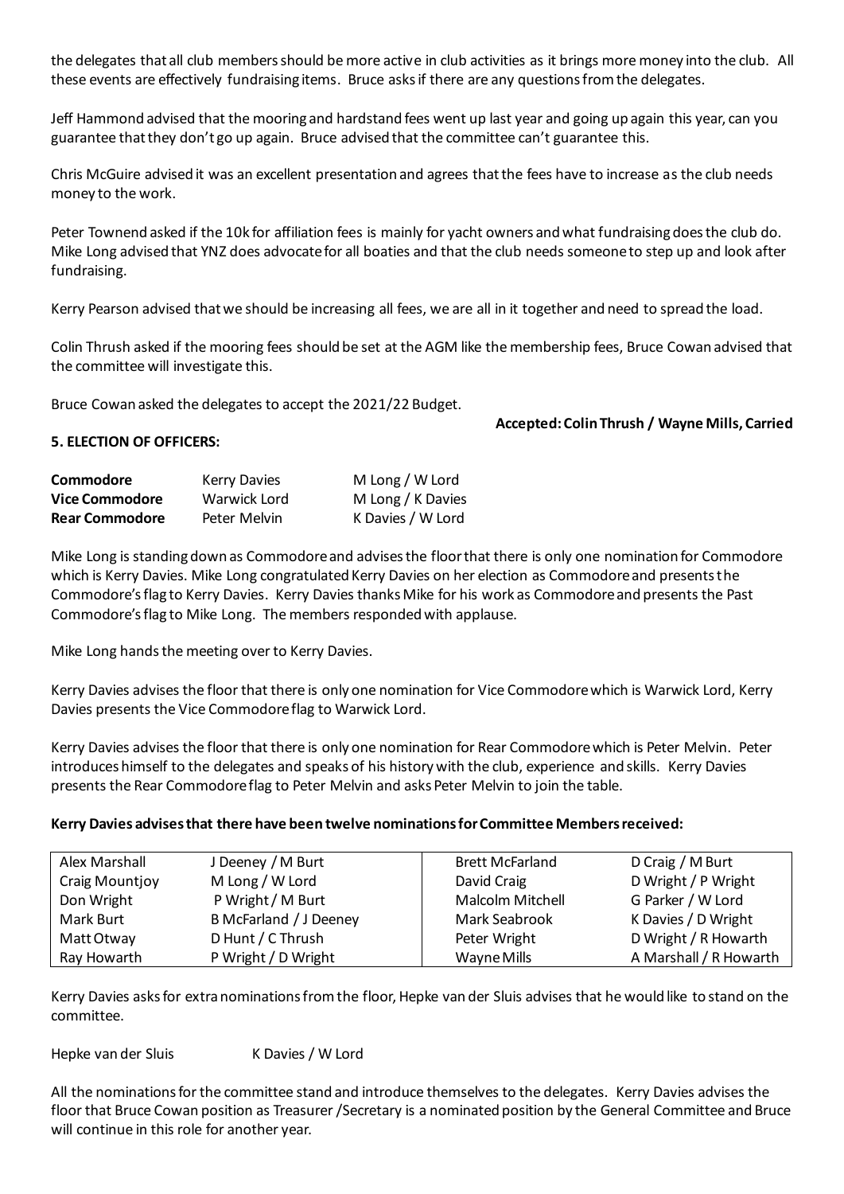the delegates that all club members should be more active in club activities as it brings more money into the club. All these events are effectively fundraising items. Bruce asks if there are any questions from the delegates.

Jeff Hammond advised that the mooring and hardstand fees went up last year and going up again this year, can you guarantee that they don't go up again. Bruce advised that the committee can't guarantee this.

Chris McGuire advised it was an excellent presentation and agrees that the fees have to increase as the club needs money to the work.

Peter Townend asked if the 10k for affiliation fees is mainly for yacht owners and what fundraising does the club do. Mike Long advised that YNZ does advocate for all boaties and that the club needs someone to step up and look after fundraising.

Kerry Pearson advised that we should be increasing all fees, we are all in it together and need to spread the load.

Colin Thrush asked if the mooring fees should be set at the AGM like the membership fees, Bruce Cowan advised that the committee will investigate this.

Bruce Cowan asked the delegates to accept the 2021/22 Budget.

**Accepted: Colin Thrush / Wayne Mills, Carried**

**5. ELECTION OF OFFICERS:**

| | | |
|---|---|---|
| **Commodore** | Kerry Davies | M Long / W Lord |
| **Vice Commodore** | Warwick Lord | M Long / K Davies |
| **Rear Commodore** | Peter Melvin | K Davies / W Lord |

Mike Long is standing down as Commodore and advises the floor that there is only one nomination for Commodore which is Kerry Davies. Mike Long congratulated Kerry Davies on her election as Commodore and presents the Commodore's flag to Kerry Davies. Kerry Davies thanks Mike for his work as Commodore and presents the Past Commodore's flag to Mike Long. The members responded with applause.

Mike Long hands the meeting over to Kerry Davies.

Kerry Davies advises the floor that there is only one nomination for Vice Commodore which is Warwick Lord, Kerry Davies presents the Vice Commodore flag to Warwick Lord.

Kerry Davies advises the floor that there is only one nomination for Rear Commodore which is Peter Melvin. Peter introduces himself to the delegates and speaks of his history with the club, experience and skills. Kerry Davies presents the Rear Commodore flag to Peter Melvin and asks Peter Melvin to join the table.

**Kerry Davies advises that there have been twelve nominations for Committee Members received:**

| | | | |
|---|---|---|---|
| Alex Marshall | J Deeney / M Burt | Brett McFarland | D Craig / M Burt |
| Craig Mountjoy | M Long / W Lord | David Craig | D Wright / P Wright |
| Don Wright | P Wright / M Burt | Malcolm Mitchell | G Parker / W Lord |
| Mark Burt | B McFarland / J Deeney | Mark Seabrook | K Davies / D Wright |
| Matt Otway | D Hunt / C Thrush | Peter Wright | D Wright / R Howarth |
| Ray Howarth | P Wright / D Wright | Wayne Mills | A Marshall / R Howarth |

Kerry Davies asks for extra nominations from the floor, Hepke van der Sluis advises that he would like to stand on the committee.

Hepke van der Sluis K Davies / W Lord

All the nominations for the committee stand and introduce themselves to the delegates. Kerry Davies advises the floor that Bruce Cowan position as Treasurer /Secretary is a nominated position by the General Committee and Bruce will continue in this role for another year.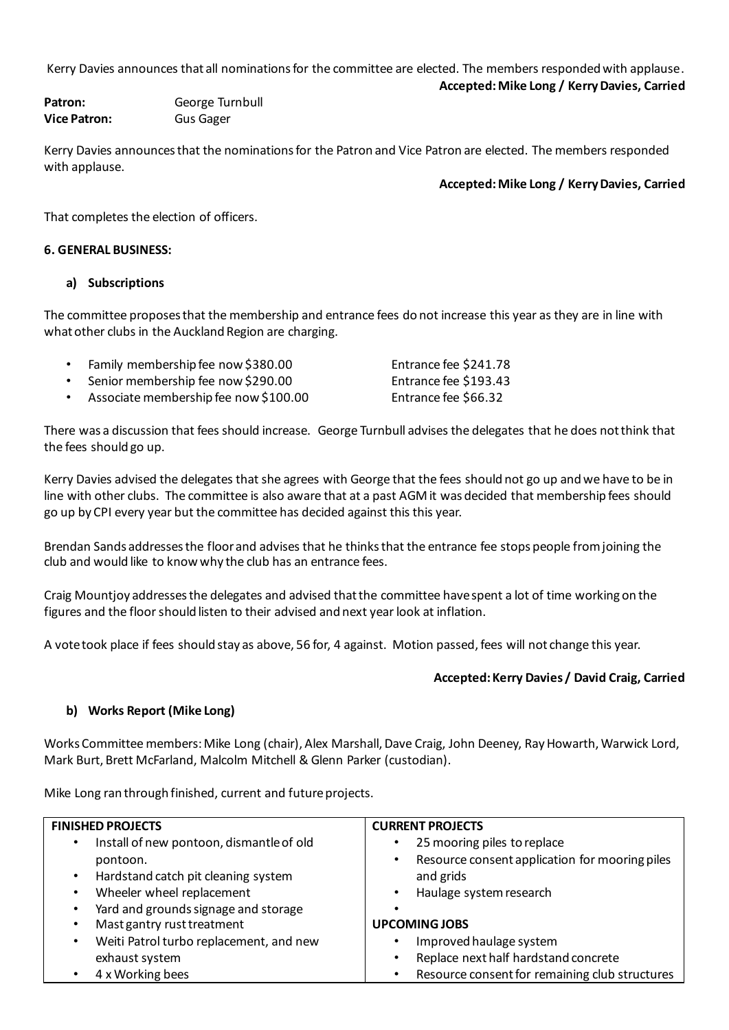Kerry Davies announces that all nominations for the committee are elected. The members responded with applause.

**Accepted: Mike Long / Kerry Davies, Carried**

**Patron:** George Turnbull
**Vice Patron:** Gus Gager

Kerry Davies announces that the nominations for the Patron and Vice Patron are elected. The members responded with applause.

**Accepted: Mike Long / Kerry Davies, Carried**

That completes the election of officers.

**6. GENERAL BUSINESS:**

**a) Subscriptions**

The committee proposes that the membership and entrance fees do not increase this year as they are in line with what other clubs in the Auckland Region are charging.

- Family membership fee now $380.00 — Entrance fee $241.78
- Senior membership fee now $290.00 — Entrance fee $193.43
- Associate membership fee now $100.00 — Entrance fee $66.32

There was a discussion that fees should increase. George Turnbull advises the delegates that he does not think that the fees should go up.

Kerry Davies advised the delegates that she agrees with George that the fees should not go up and we have to be in line with other clubs. The committee is also aware that at a past AGM it was decided that membership fees should go up by CPI every year but the committee has decided against this this year.

Brendan Sands addresses the floor and advises that he thinks that the entrance fee stops people from joining the club and would like to know why the club has an entrance fees.

Craig Mountjoy addresses the delegates and advised that the committee have spent a lot of time working on the figures and the floor should listen to their advised and next year look at inflation.

A vote took place if fees should stay as above, 56 for, 4 against. Motion passed, fees will not change this year.

**Accepted: Kerry Davies / David Craig, Carried**

**b) Works Report (Mike Long)**

Works Committee members: Mike Long (chair), Alex Marshall, Dave Craig, John Deeney, Ray Howarth, Warwick Lord, Mark Burt, Brett McFarland, Malcolm Mitchell & Glenn Parker (custodian).

Mike Long ran through finished, current and future projects.

| FINISHED PROJECTS | CURRENT PROJECTS |
|---|---|
| • Install of new pontoon, dismantle of old pontoon. | • 25 mooring piles to replace |
| • Hardstand catch pit cleaning system | • Resource consent application for mooring piles and grids |
| • Wheeler wheel replacement | • Haulage system research |
| • Yard and grounds signage and storage | • |
| • Mast gantry rust treatment | **UPCOMING JOBS** |
| • Weiti Patrol turbo replacement, and new exhaust system | • Improved haulage system |
| | • Replace next half hardstand concrete |
| • 4 x Working bees | • Resource consent for remaining club structures |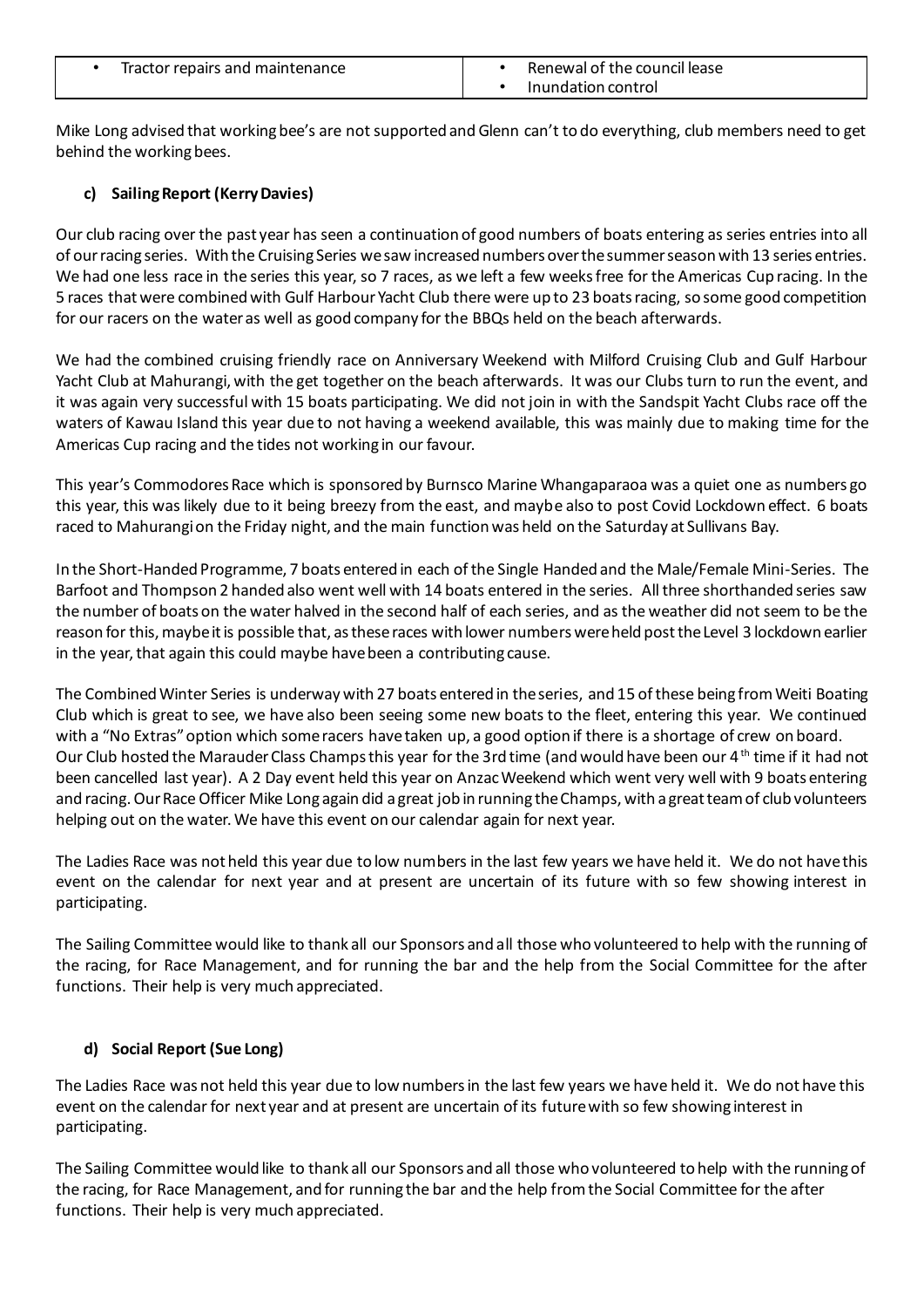| • Tractor repairs and maintenance | • Renewal of the council lease<br>• Inundation control |
| --- | --- |

Mike Long advised that working bee's are not supported and Glenn can't to do everything, club members need to get behind the working bees.

### c) Sailing Report (Kerry Davies)

Our club racing over the past year has seen a continuation of good numbers of boats entering as series entries into all of our racing series. With the Cruising Series we saw increased numbers over the summer season with 13 series entries. We had one less race in the series this year, so 7 races, as we left a few weeks free for the Americas Cup racing. In the 5 races that were combined with Gulf Harbour Yacht Club there were up to 23 boats racing, so some good competition for our racers on the water as well as good company for the BBQs held on the beach afterwards.

We had the combined cruising friendly race on Anniversary Weekend with Milford Cruising Club and Gulf Harbour Yacht Club at Mahurangi, with the get together on the beach afterwards. It was our Clubs turn to run the event, and it was again very successful with 15 boats participating. We did not join in with the Sandspit Yacht Clubs race off the waters of Kawau Island this year due to not having a weekend available, this was mainly due to making time for the Americas Cup racing and the tides not working in our favour.

This year's Commodores Race which is sponsored by Burnsco Marine Whangaparaoa was a quiet one as numbers go this year, this was likely due to it being breezy from the east, and maybe also to post Covid Lockdown effect. 6 boats raced to Mahurangi on the Friday night, and the main function was held on the Saturday at Sullivans Bay.

In the Short-Handed Programme, 7 boats entered in each of the Single Handed and the Male/Female Mini-Series. The Barfoot and Thompson 2 handed also went well with 14 boats entered in the series. All three shorthanded series saw the number of boats on the water halved in the second half of each series, and as the weather did not seem to be the reason for this, maybe it is possible that, as these races with lower numbers were held post the Level 3 lockdown earlier in the year, that again this could maybe have been a contributing cause.

The Combined Winter Series is underway with 27 boats entered in the series, and 15 of these being from Weiti Boating Club which is great to see, we have also been seeing some new boats to the fleet, entering this year. We continued with a "No Extras" option which some racers have taken up, a good option if there is a shortage of crew on board. Our Club hosted the Marauder Class Champs this year for the 3rd time (and would have been our 4th time if it had not been cancelled last year). A 2 Day event held this year on Anzac Weekend which went very well with 9 boats entering and racing. Our Race Officer Mike Long again did a great job in running the Champs, with a great team of club volunteers helping out on the water. We have this event on our calendar again for next year.

The Ladies Race was not held this year due to low numbers in the last few years we have held it. We do not have this event on the calendar for next year and at present are uncertain of its future with so few showing interest in participating.

The Sailing Committee would like to thank all our Sponsors and all those who volunteered to help with the running of the racing, for Race Management, and for running the bar and the help from the Social Committee for the after functions. Their help is very much appreciated.

### d) Social Report (Sue Long)

The Ladies Race was not held this year due to low numbers in the last few years we have held it. We do not have this event on the calendar for next year and at present are uncertain of its future with so few showing interest in participating.

The Sailing Committee would like to thank all our Sponsors and all those who volunteered to help with the running of the racing, for Race Management, and for running the bar and the help from the Social Committee for the after functions. Their help is very much appreciated.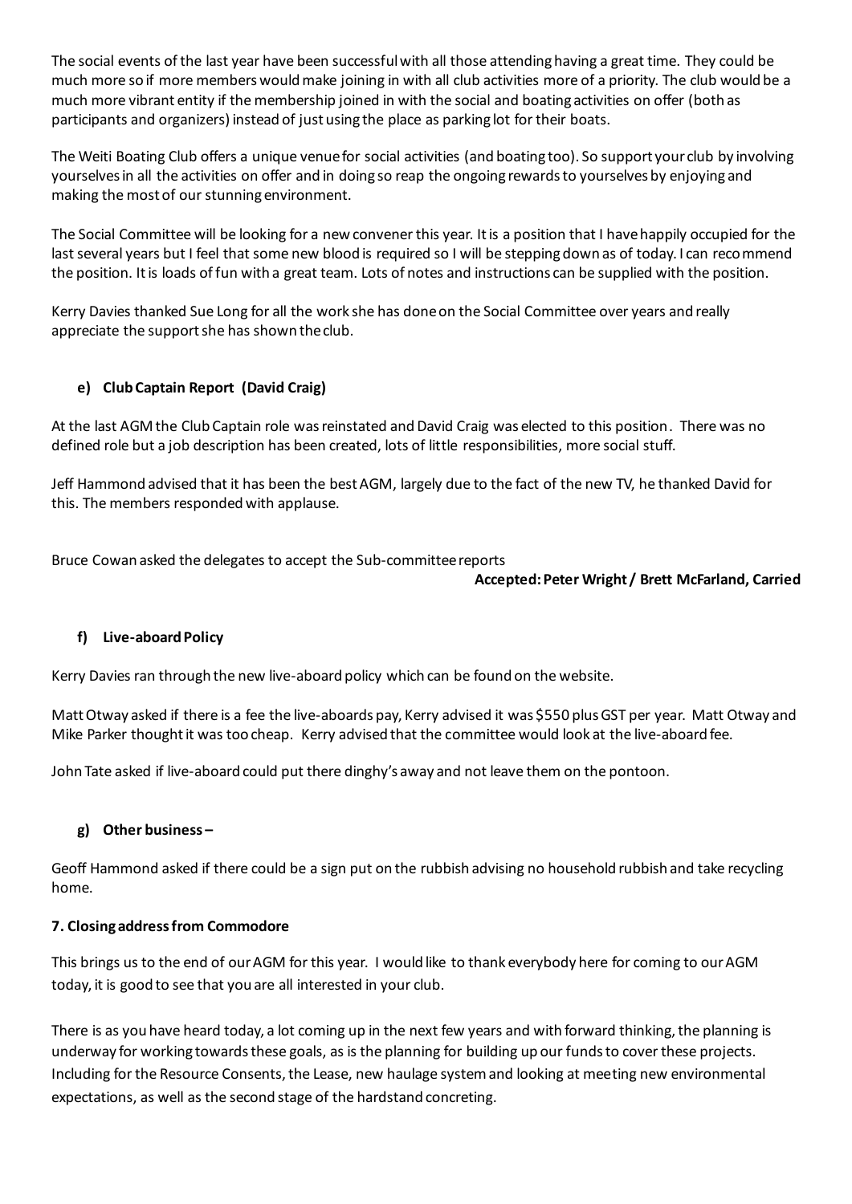The social events of the last year have been successful with all those attending having a great time. They could be much more so if more members would make joining in with all club activities more of a priority. The club would be a much more vibrant entity if the membership joined in with the social and boating activities on offer (both as participants and organizers) instead of just using the place as parking lot for their boats.

The Weiti Boating Club offers a unique venue for social activities (and boating too). So support your club by involving yourselves in all the activities on offer and in doing so reap the ongoing rewards to yourselves by enjoying and making the most of our stunning environment.

The Social Committee will be looking for a new convener this year. It is a position that I have happily occupied for the last several years but I feel that some new blood is required so I will be stepping down as of today. I can recommend the position. It is loads of fun with a great team. Lots of notes and instructions can be supplied with the position.

Kerry Davies thanked Sue Long for all the work she has done on the Social Committee over years and really appreciate the support she has shown the club.

#### e) Club Captain Report (David Craig)

At the last AGM the Club Captain role was reinstated and David Craig was elected to this position. There was no defined role but a job description has been created, lots of little responsibilities, more social stuff.

Jeff Hammond advised that it has been the best AGM, largely due to the fact of the new TV, he thanked David for this. The members responded with applause.

Bruce Cowan asked the delegates to accept the Sub-committee reports

**Accepted: Peter Wright / Brett McFarland, Carried**

#### f) Live-aboard Policy

Kerry Davies ran through the new live-aboard policy which can be found on the website.

Matt Otway asked if there is a fee the live-aboards pay, Kerry advised it was $550 plus GST per year. Matt Otway and Mike Parker thought it was too cheap. Kerry advised that the committee would look at the live-aboard fee.

John Tate asked if live-aboard could put there dinghy's away and not leave them on the pontoon.

#### g) Other business –

Geoff Hammond asked if there could be a sign put on the rubbish advising no household rubbish and take recycling home.

### 7. Closing address from Commodore

This brings us to the end of our AGM for this year. I would like to thank everybody here for coming to our AGM today, it is good to see that you are all interested in your club.

There is as you have heard today, a lot coming up in the next few years and with forward thinking, the planning is underway for working towards these goals, as is the planning for building up our funds to cover these projects. Including for the Resource Consents, the Lease, new haulage system and looking at meeting new environmental expectations, as well as the second stage of the hardstand concreting.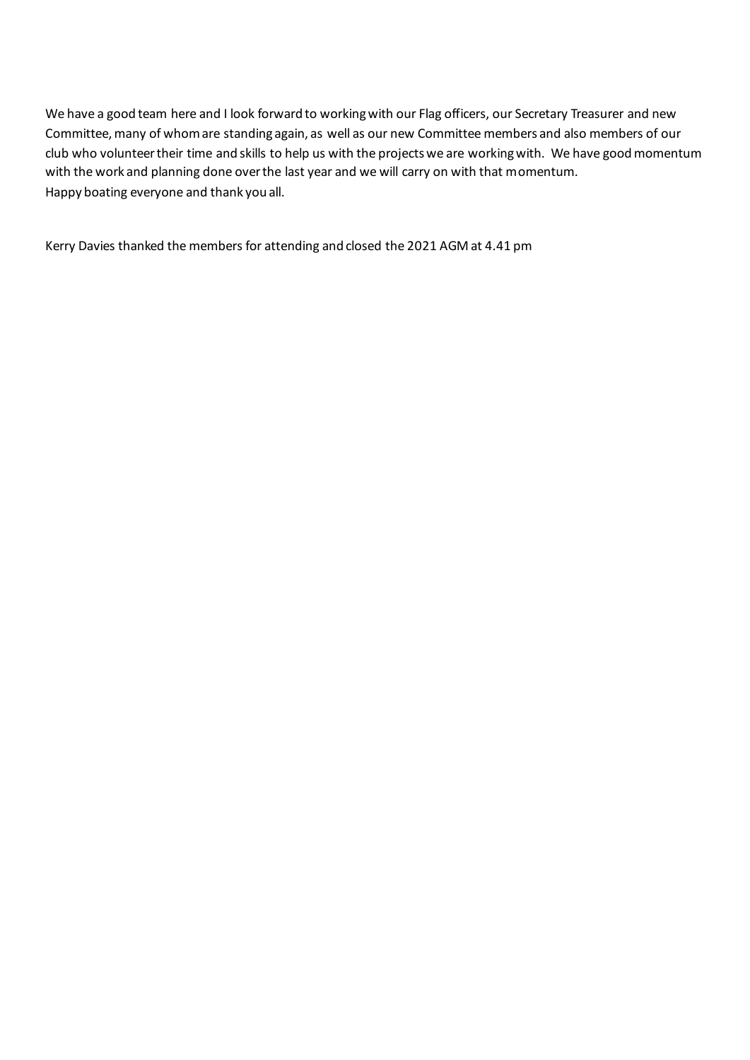We have a good team here and I look forward to working with our Flag officers, our Secretary Treasurer and new Committee, many of whom are standing again, as well as our new Committee members and also members of our club who volunteer their time and skills to help us with the projects we are working with. We have good momentum with the work and planning done over the last year and we will carry on with that momentum.
Happy boating everyone and thank you all.

Kerry Davies thanked the members for attending and closed the 2021 AGM at 4.41 pm